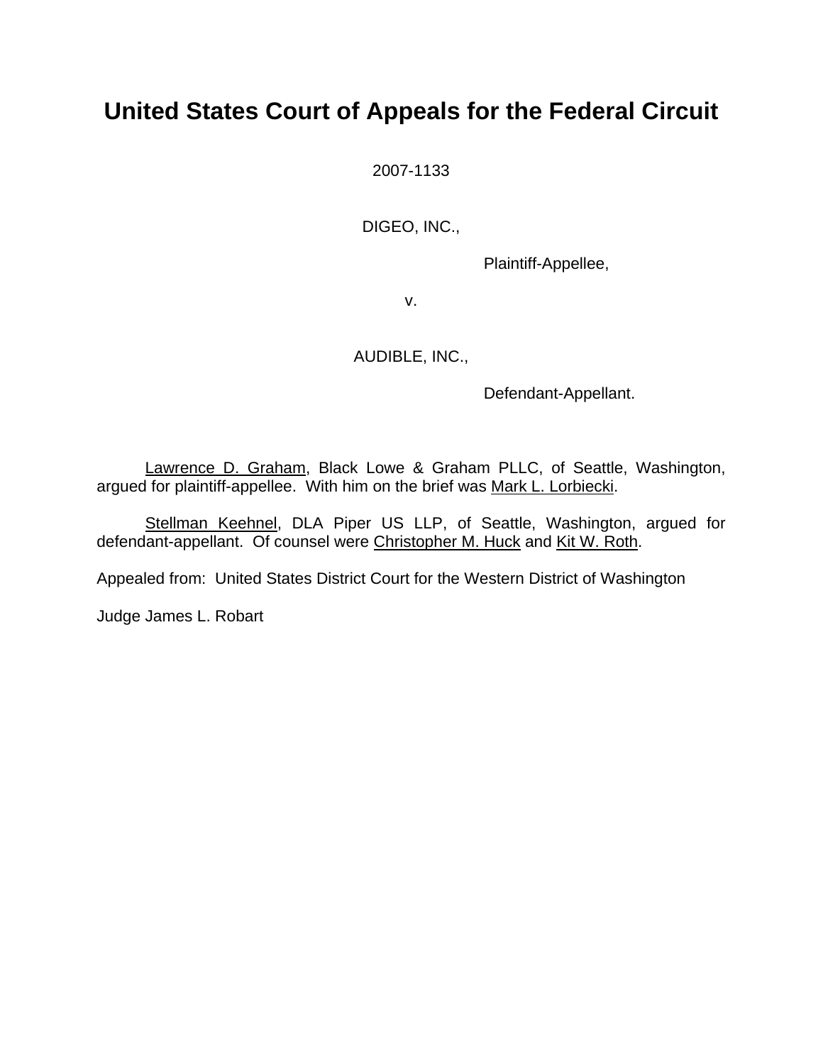# United States Court of Appeals for the Federal Circuit

2007-1133

DIGEO, INC.,

Plaintiff-Appellee,

v.

AUDIBLE, INC.,

Defendant-Appellant.

Lawrence D. Graham, Black Lowe & Graham PLLC, of Seattle, Washington, argued for plaintiff-appellee. With him on the brief was Mark L. Lorbiecki.

Stellman Keehnel, DLA Piper US LLP, of Seattle, Washington, argued for defendant-appellant. Of counsel were Christopher M. Huck and Kit W. Roth.

Appealed from: United States District Court for the Western District of Washington

Judge James L. Robart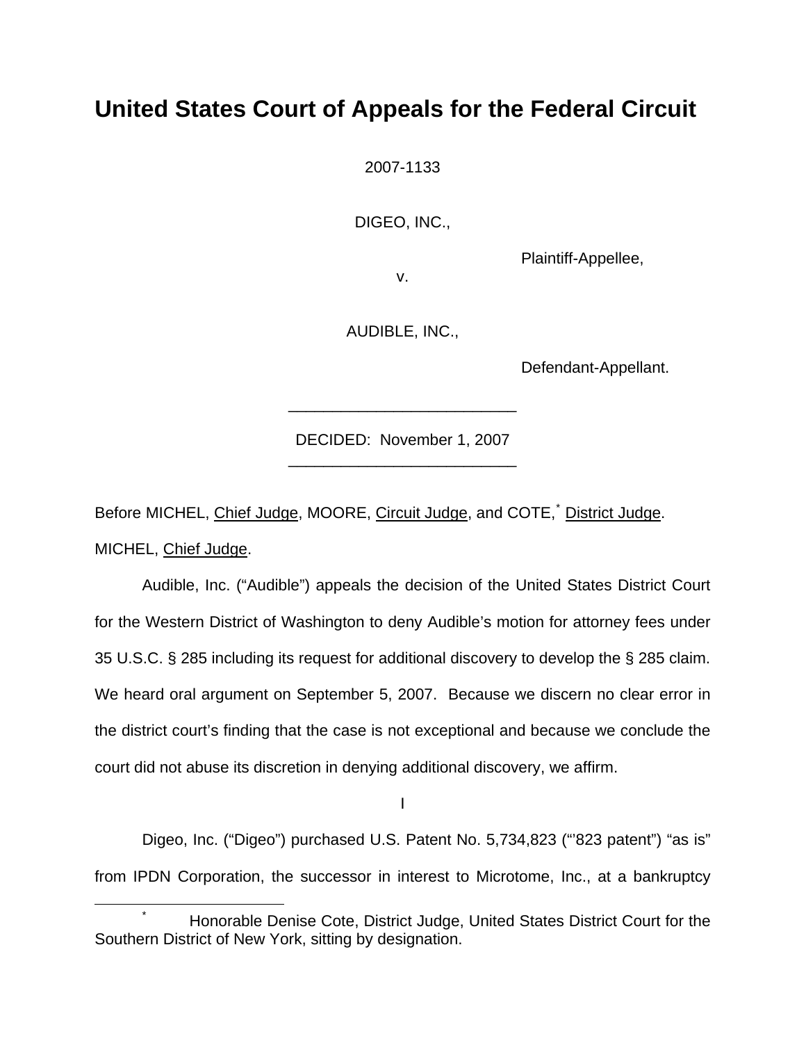# United States Court of Appeals for the Federal Circuit

2007-1133

DIGEO, INC.,

Plaintiff-Appellee,

v.

AUDIBLE, INC.,

Defendant-Appellant.

---

DECIDED: November 1, 2007

---

Before MICHEL, Chief Judge, MOORE, Circuit Judge, and COTE,[*] District Judge.

MICHEL, Chief Judge.

Audible, Inc. ("Audible") appeals the decision of the United States District Court for the Western District of Washington to deny Audible's motion for attorney fees under 35 U.S.C. § 285 including its request for additional discovery to develop the § 285 claim. We heard oral argument on September 5, 2007. Because we discern no clear error in the district court's finding that the case is not exceptional and because we conclude the court did not abuse its discretion in denying additional discovery, we affirm.

I

Digeo, Inc. ("Digeo") purchased U.S. Patent No. 5,734,823 ("'823 patent") "as is" from IPDN Corporation, the successor in interest to Microtome, Inc., at a bankruptcy

[*] Honorable Denise Cote, District Judge, United States District Court for the Southern District of New York, sitting by designation.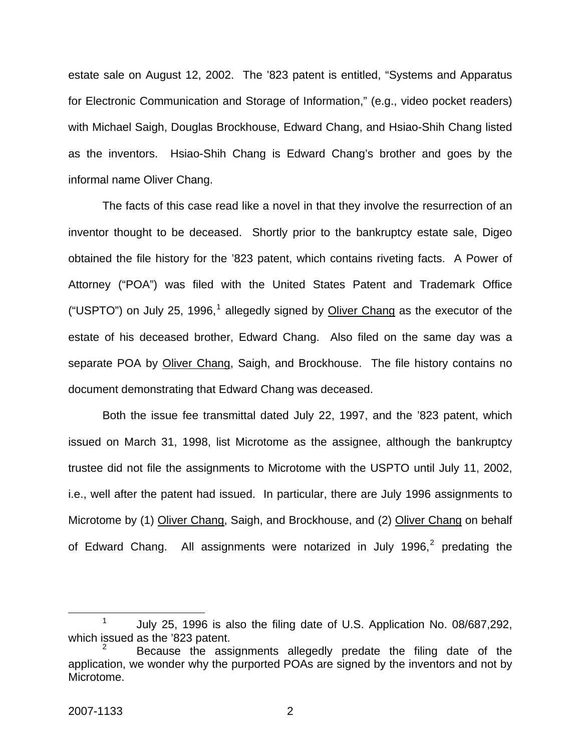estate sale on August 12, 2002. The ’823 patent is entitled, “Systems and Apparatus for Electronic Communication and Storage of Information,” (e.g., video pocket readers) with Michael Saigh, Douglas Brockhouse, Edward Chang, and Hsiao-Shih Chang listed as the inventors. Hsiao-Shih Chang is Edward Chang’s brother and goes by the informal name Oliver Chang.

The facts of this case read like a novel in that they involve the resurrection of an inventor thought to be deceased. Shortly prior to the bankruptcy estate sale, Digeo obtained the file history for the ’823 patent, which contains riveting facts. A Power of Attorney (“POA”) was filed with the United States Patent and Trademark Office (“USPTO”) on July 25, 1996,[1] allegedly signed by <u>Oliver Chang</u> as the executor of the estate of his deceased brother, Edward Chang. Also filed on the same day was a separate POA by <u>Oliver Chang</u>, Saigh, and Brockhouse. The file history contains no document demonstrating that Edward Chang was deceased.

Both the issue fee transmittal dated July 22, 1997, and the ’823 patent, which issued on March 31, 1998, list Microtome as the assignee, although the bankruptcy trustee did not file the assignments to Microtome with the USPTO until July 11, 2002, i.e., well after the patent had issued. In particular, there are July 1996 assignments to Microtome by (1) <u>Oliver Chang</u>, Saigh, and Brockhouse, and (2) <u>Oliver Chang</u> on behalf of Edward Chang. All assignments were notarized in July 1996,[2] predating the

---

[1] July 25, 1996 is also the filing date of U.S. Application No. 08/687,292, which issued as the ’823 patent.

[2] Because the assignments allegedly predate the filing date of the application, we wonder why the purported POAs are signed by the inventors and not by Microtome.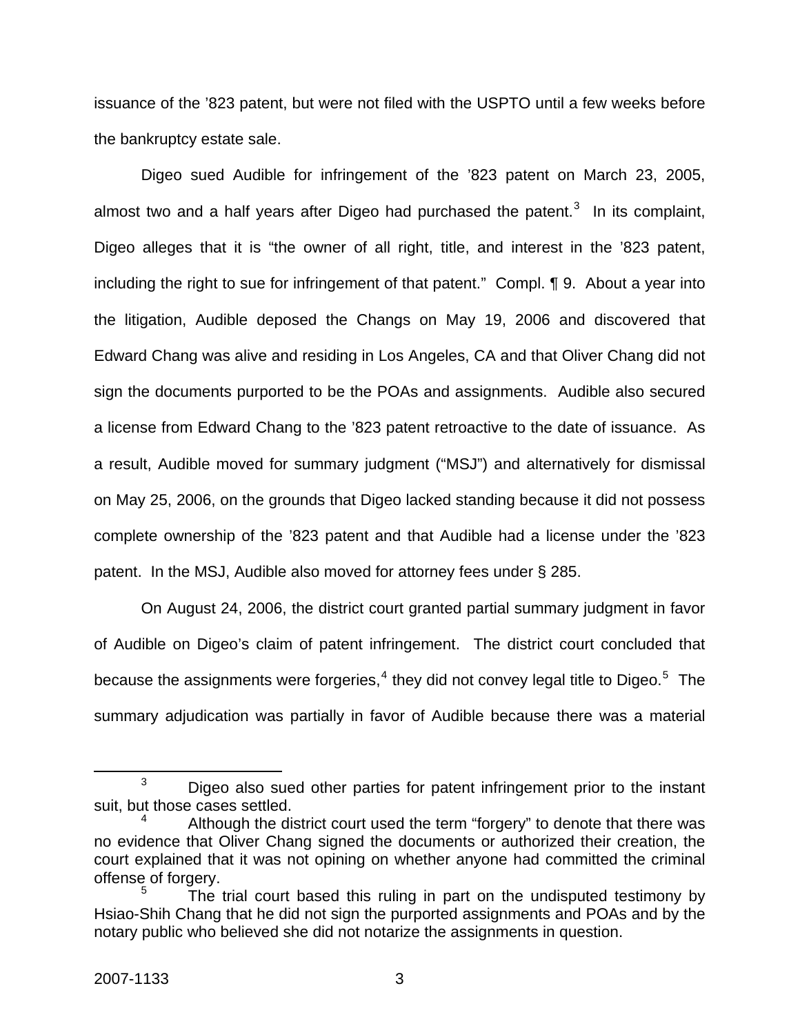issuance of the '823 patent, but were not filed with the USPTO until a few weeks before the bankruptcy estate sale.

Digeo sued Audible for infringement of the '823 patent on March 23, 2005, almost two and a half years after Digeo had purchased the patent.[3] In its complaint, Digeo alleges that it is "the owner of all right, title, and interest in the '823 patent, including the right to sue for infringement of that patent." Compl. ¶ 9. About a year into the litigation, Audible deposed the Changs on May 19, 2006 and discovered that Edward Chang was alive and residing in Los Angeles, CA and that Oliver Chang did not sign the documents purported to be the POAs and assignments. Audible also secured a license from Edward Chang to the '823 patent retroactive to the date of issuance. As a result, Audible moved for summary judgment ("MSJ") and alternatively for dismissal on May 25, 2006, on the grounds that Digeo lacked standing because it did not possess complete ownership of the '823 patent and that Audible had a license under the '823 patent. In the MSJ, Audible also moved for attorney fees under § 285.

On August 24, 2006, the district court granted partial summary judgment in favor of Audible on Digeo's claim of patent infringement. The district court concluded that because the assignments were forgeries,[4] they did not convey legal title to Digeo.[5] The summary adjudication was partially in favor of Audible because there was a material

---

[3] Digeo also sued other parties for patent infringement prior to the instant suit, but those cases settled.

[4] Although the district court used the term "forgery" to denote that there was no evidence that Oliver Chang signed the documents or authorized their creation, the court explained that it was not opining on whether anyone had committed the criminal offense of forgery.

[5] The trial court based this ruling in part on the undisputed testimony by Hsiao-Shih Chang that he did not sign the purported assignments and POAs and by the notary public who believed she did not notarize the assignments in question.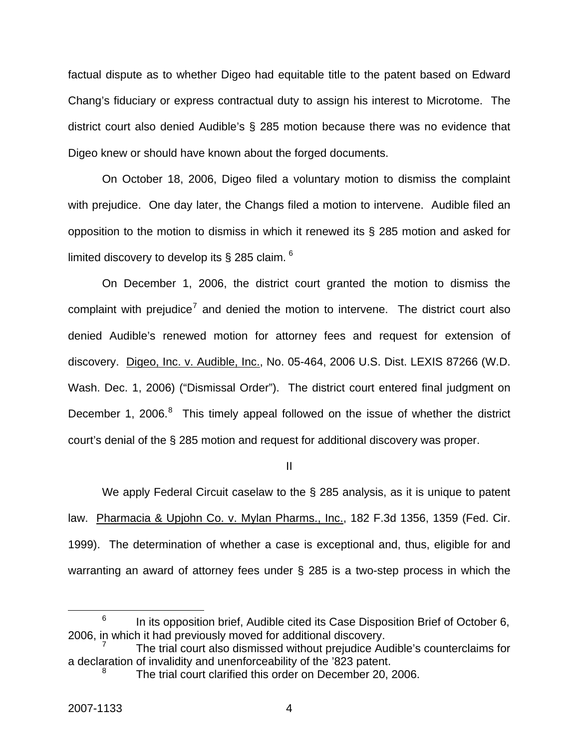factual dispute as to whether Digeo had equitable title to the patent based on Edward Chang's fiduciary or express contractual duty to assign his interest to Microtome. The district court also denied Audible's § 285 motion because there was no evidence that Digeo knew or should have known about the forged documents.

On October 18, 2006, Digeo filed a voluntary motion to dismiss the complaint with prejudice. One day later, the Changs filed a motion to intervene. Audible filed an opposition to the motion to dismiss in which it renewed its § 285 motion and asked for limited discovery to develop its § 285 claim.[6]

On December 1, 2006, the district court granted the motion to dismiss the complaint with prejudice[7] and denied the motion to intervene. The district court also denied Audible's renewed motion for attorney fees and request for extension of discovery. Digeo, Inc. v. Audible, Inc., No. 05-464, 2006 U.S. Dist. LEXIS 87266 (W.D. Wash. Dec. 1, 2006) ("Dismissal Order"). The district court entered final judgment on December 1, 2006.[8] This timely appeal followed on the issue of whether the district court's denial of the § 285 motion and request for additional discovery was proper.

II

We apply Federal Circuit caselaw to the § 285 analysis, as it is unique to patent law. Pharmacia & Upjohn Co. v. Mylan Pharms., Inc., 182 F.3d 1356, 1359 (Fed. Cir. 1999). The determination of whether a case is exceptional and, thus, eligible for and warranting an award of attorney fees under § 285 is a two-step process in which the

[6] In its opposition brief, Audible cited its Case Disposition Brief of October 6, 2006, in which it had previously moved for additional discovery.

[7] The trial court also dismissed without prejudice Audible's counterclaims for a declaration of invalidity and unenforceability of the '823 patent.

[8] The trial court clarified this order on December 20, 2006.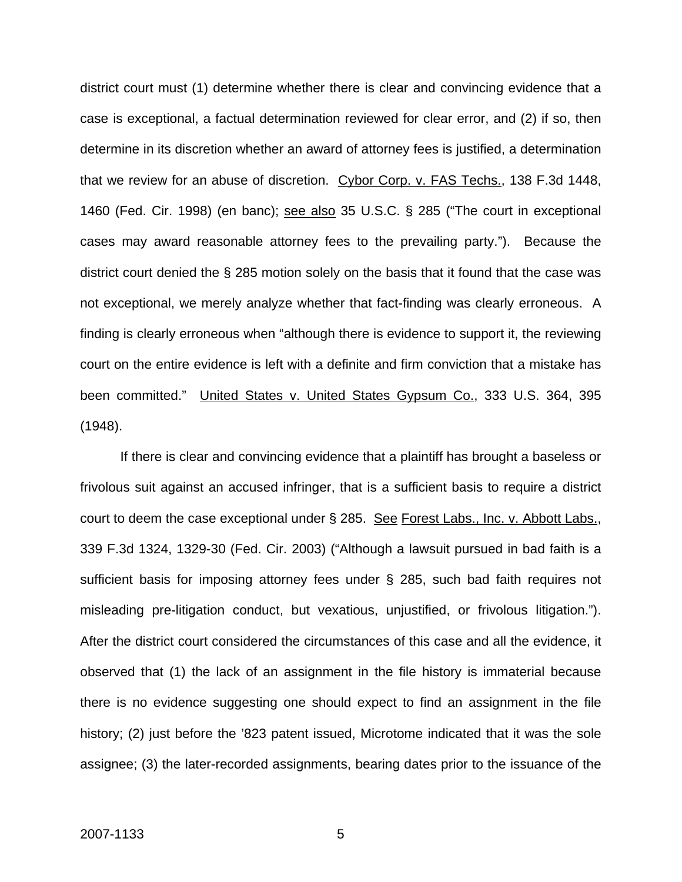district court must (1) determine whether there is clear and convincing evidence that a case is exceptional, a factual determination reviewed for clear error, and (2) if so, then determine in its discretion whether an award of attorney fees is justified, a determination that we review for an abuse of discretion. Cybor Corp. v. FAS Techs., 138 F.3d 1448, 1460 (Fed. Cir. 1998) (en banc); see also 35 U.S.C. § 285 ("The court in exceptional cases may award reasonable attorney fees to the prevailing party."). Because the district court denied the § 285 motion solely on the basis that it found that the case was not exceptional, we merely analyze whether that fact-finding was clearly erroneous. A finding is clearly erroneous when "although there is evidence to support it, the reviewing court on the entire evidence is left with a definite and firm conviction that a mistake has been committed." United States v. United States Gypsum Co., 333 U.S. 364, 395 (1948).

If there is clear and convincing evidence that a plaintiff has brought a baseless or frivolous suit against an accused infringer, that is a sufficient basis to require a district court to deem the case exceptional under § 285. See Forest Labs., Inc. v. Abbott Labs., 339 F.3d 1324, 1329-30 (Fed. Cir. 2003) ("Although a lawsuit pursued in bad faith is a sufficient basis for imposing attorney fees under § 285, such bad faith requires not misleading pre-litigation conduct, but vexatious, unjustified, or frivolous litigation."). After the district court considered the circumstances of this case and all the evidence, it observed that (1) the lack of an assignment in the file history is immaterial because there is no evidence suggesting one should expect to find an assignment in the file history; (2) just before the '823 patent issued, Microtome indicated that it was the sole assignee; (3) the later-recorded assignments, bearing dates prior to the issuance of the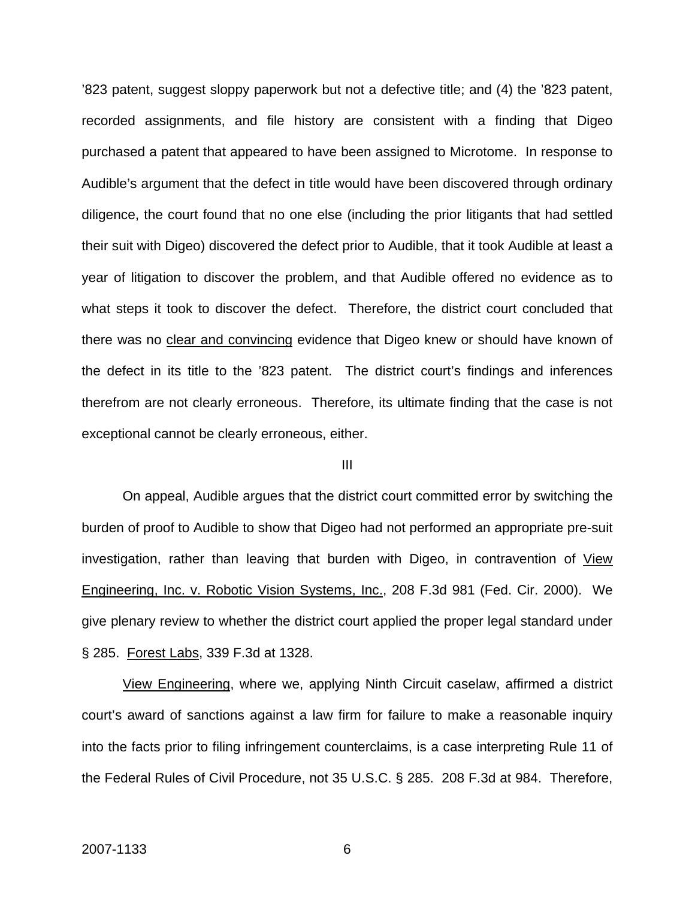’823 patent, suggest sloppy paperwork but not a defective title; and (4) the ’823 patent, recorded assignments, and file history are consistent with a finding that Digeo purchased a patent that appeared to have been assigned to Microtome. In response to Audible’s argument that the defect in title would have been discovered through ordinary diligence, the court found that no one else (including the prior litigants that had settled their suit with Digeo) discovered the defect prior to Audible, that it took Audible at least a year of litigation to discover the problem, and that Audible offered no evidence as to what steps it took to discover the defect. Therefore, the district court concluded that there was no clear and convincing evidence that Digeo knew or should have known of the defect in its title to the ’823 patent. The district court’s findings and inferences therefrom are not clearly erroneous. Therefore, its ultimate finding that the case is not exceptional cannot be clearly erroneous, either.

III

On appeal, Audible argues that the district court committed error by switching the burden of proof to Audible to show that Digeo had not performed an appropriate pre-suit investigation, rather than leaving that burden with Digeo, in contravention of View Engineering, Inc. v. Robotic Vision Systems, Inc., 208 F.3d 981 (Fed. Cir. 2000). We give plenary review to whether the district court applied the proper legal standard under § 285. Forest Labs, 339 F.3d at 1328.

View Engineering, where we, applying Ninth Circuit caselaw, affirmed a district court’s award of sanctions against a law firm for failure to make a reasonable inquiry into the facts prior to filing infringement counterclaims, is a case interpreting Rule 11 of the Federal Rules of Civil Procedure, not 35 U.S.C. § 285. 208 F.3d at 984. Therefore,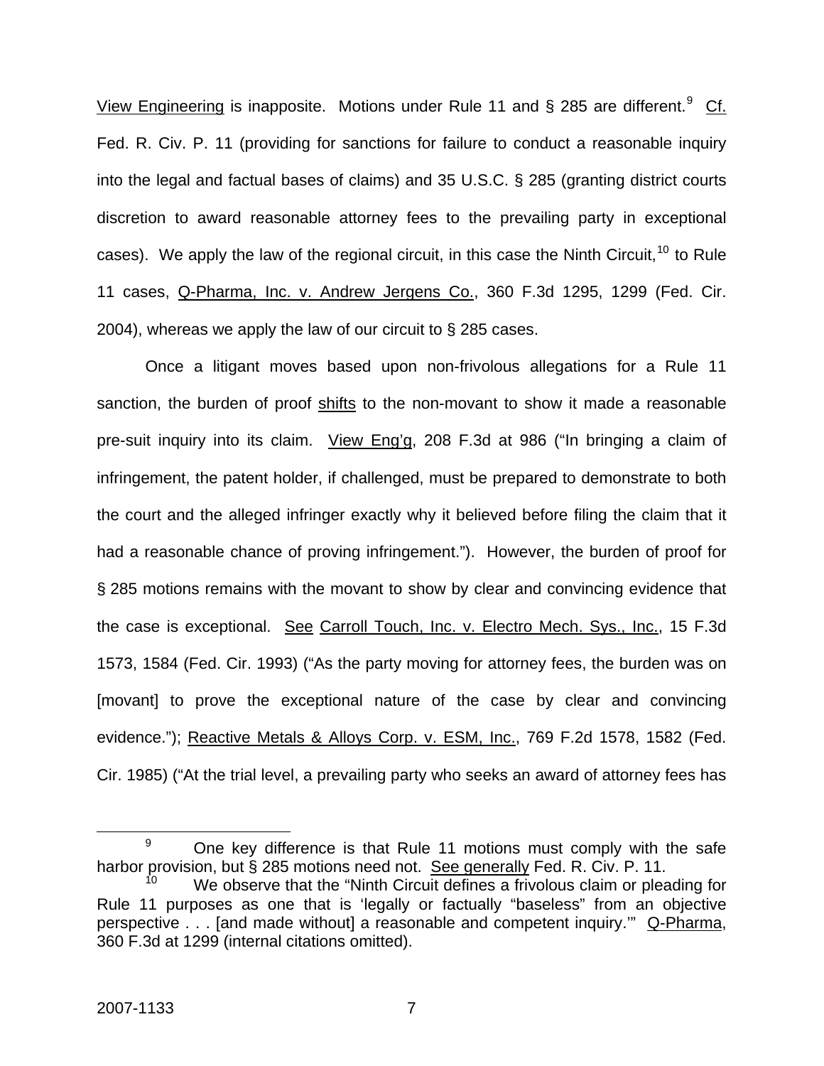View Engineering is inapposite. Motions under Rule 11 and § 285 are different.[9] Cf. Fed. R. Civ. P. 11 (providing for sanctions for failure to conduct a reasonable inquiry into the legal and factual bases of claims) and 35 U.S.C. § 285 (granting district courts discretion to award reasonable attorney fees to the prevailing party in exceptional cases). We apply the law of the regional circuit, in this case the Ninth Circuit,[10] to Rule 11 cases, Q-Pharma, Inc. v. Andrew Jergens Co., 360 F.3d 1295, 1299 (Fed. Cir. 2004), whereas we apply the law of our circuit to § 285 cases.

Once a litigant moves based upon non-frivolous allegations for a Rule 11 sanction, the burden of proof shifts to the non-movant to show it made a reasonable pre-suit inquiry into its claim. View Eng'g, 208 F.3d at 986 ("In bringing a claim of infringement, the patent holder, if challenged, must be prepared to demonstrate to both the court and the alleged infringer exactly why it believed before filing the claim that it had a reasonable chance of proving infringement."). However, the burden of proof for § 285 motions remains with the movant to show by clear and convincing evidence that the case is exceptional. See Carroll Touch, Inc. v. Electro Mech. Sys., Inc., 15 F.3d 1573, 1584 (Fed. Cir. 1993) ("As the party moving for attorney fees, the burden was on [movant] to prove the exceptional nature of the case by clear and convincing evidence."); Reactive Metals & Alloys Corp. v. ESM, Inc., 769 F.2d 1578, 1582 (Fed. Cir. 1985) ("At the trial level, a prevailing party who seeks an award of attorney fees has

---

[9] One key difference is that Rule 11 motions must comply with the safe harbor provision, but § 285 motions need not. See generally Fed. R. Civ. P. 11.

[10] We observe that the "Ninth Circuit defines a frivolous claim or pleading for Rule 11 purposes as one that is 'legally or factually "baseless" from an objective perspective . . . [and made without] a reasonable and competent inquiry.'" Q-Pharma, 360 F.3d at 1299 (internal citations omitted).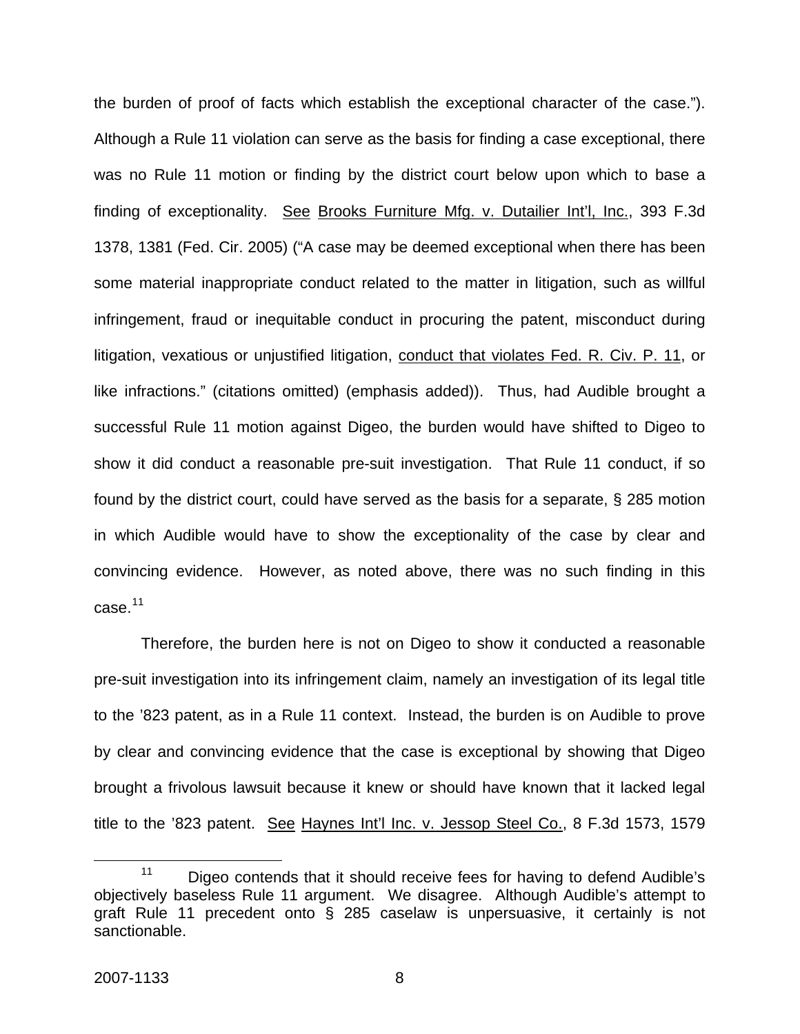the burden of proof of facts which establish the exceptional character of the case."). Although a Rule 11 violation can serve as the basis for finding a case exceptional, there was no Rule 11 motion or finding by the district court below upon which to base a finding of exceptionality. See Brooks Furniture Mfg. v. Dutailier Int'l, Inc., 393 F.3d 1378, 1381 (Fed. Cir. 2005) ("A case may be deemed exceptional when there has been some material inappropriate conduct related to the matter in litigation, such as willful infringement, fraud or inequitable conduct in procuring the patent, misconduct during litigation, vexatious or unjustified litigation, conduct that violates Fed. R. Civ. P. 11, or like infractions." (citations omitted) (emphasis added)). Thus, had Audible brought a successful Rule 11 motion against Digeo, the burden would have shifted to Digeo to show it did conduct a reasonable pre-suit investigation. That Rule 11 conduct, if so found by the district court, could have served as the basis for a separate, § 285 motion in which Audible would have to show the exceptionality of the case by clear and convincing evidence. However, as noted above, there was no such finding in this case.[11]

Therefore, the burden here is not on Digeo to show it conducted a reasonable pre-suit investigation into its infringement claim, namely an investigation of its legal title to the '823 patent, as in a Rule 11 context. Instead, the burden is on Audible to prove by clear and convincing evidence that the case is exceptional by showing that Digeo brought a frivolous lawsuit because it knew or should have known that it lacked legal title to the '823 patent. See Haynes Int'l Inc. v. Jessop Steel Co., 8 F.3d 1573, 1579

[11] Digeo contends that it should receive fees for having to defend Audible's objectively baseless Rule 11 argument. We disagree. Although Audible's attempt to graft Rule 11 precedent onto § 285 caselaw is unpersuasive, it certainly is not sanctionable.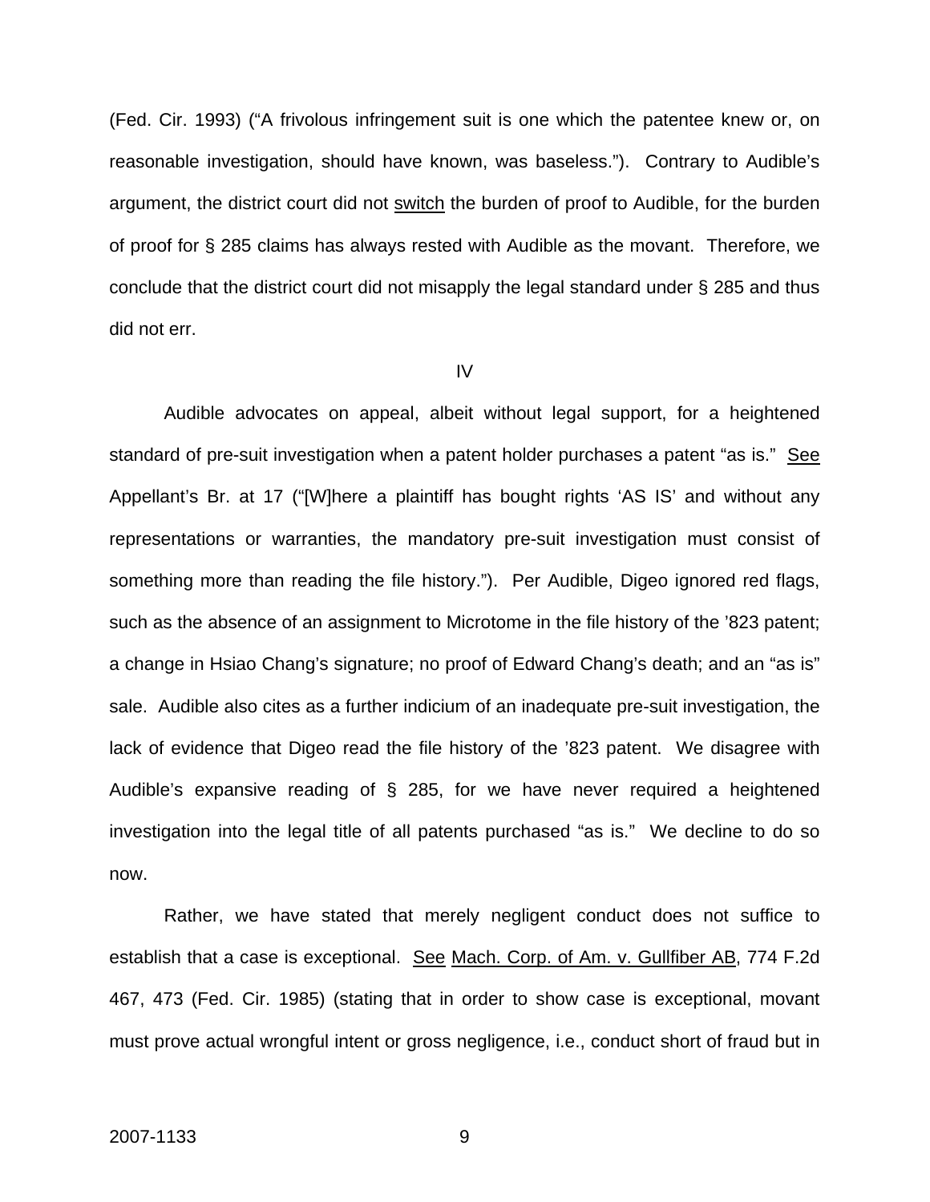(Fed. Cir. 1993) ("A frivolous infringement suit is one which the patentee knew or, on reasonable investigation, should have known, was baseless."). Contrary to Audible's argument, the district court did not switch the burden of proof to Audible, for the burden of proof for § 285 claims has always rested with Audible as the movant. Therefore, we conclude that the district court did not misapply the legal standard under § 285 and thus did not err.

## IV

Audible advocates on appeal, albeit without legal support, for a heightened standard of pre-suit investigation when a patent holder purchases a patent "as is." See Appellant's Br. at 17 ("[W]here a plaintiff has bought rights 'AS IS' and without any representations or warranties, the mandatory pre-suit investigation must consist of something more than reading the file history."). Per Audible, Digeo ignored red flags, such as the absence of an assignment to Microtome in the file history of the '823 patent; a change in Hsiao Chang's signature; no proof of Edward Chang's death; and an "as is" sale. Audible also cites as a further indicium of an inadequate pre-suit investigation, the lack of evidence that Digeo read the file history of the '823 patent. We disagree with Audible's expansive reading of § 285, for we have never required a heightened investigation into the legal title of all patents purchased "as is." We decline to do so now.

Rather, we have stated that merely negligent conduct does not suffice to establish that a case is exceptional. See Mach. Corp. of Am. v. Gullfiber AB, 774 F.2d 467, 473 (Fed. Cir. 1985) (stating that in order to show case is exceptional, movant must prove actual wrongful intent or gross negligence, i.e., conduct short of fraud but in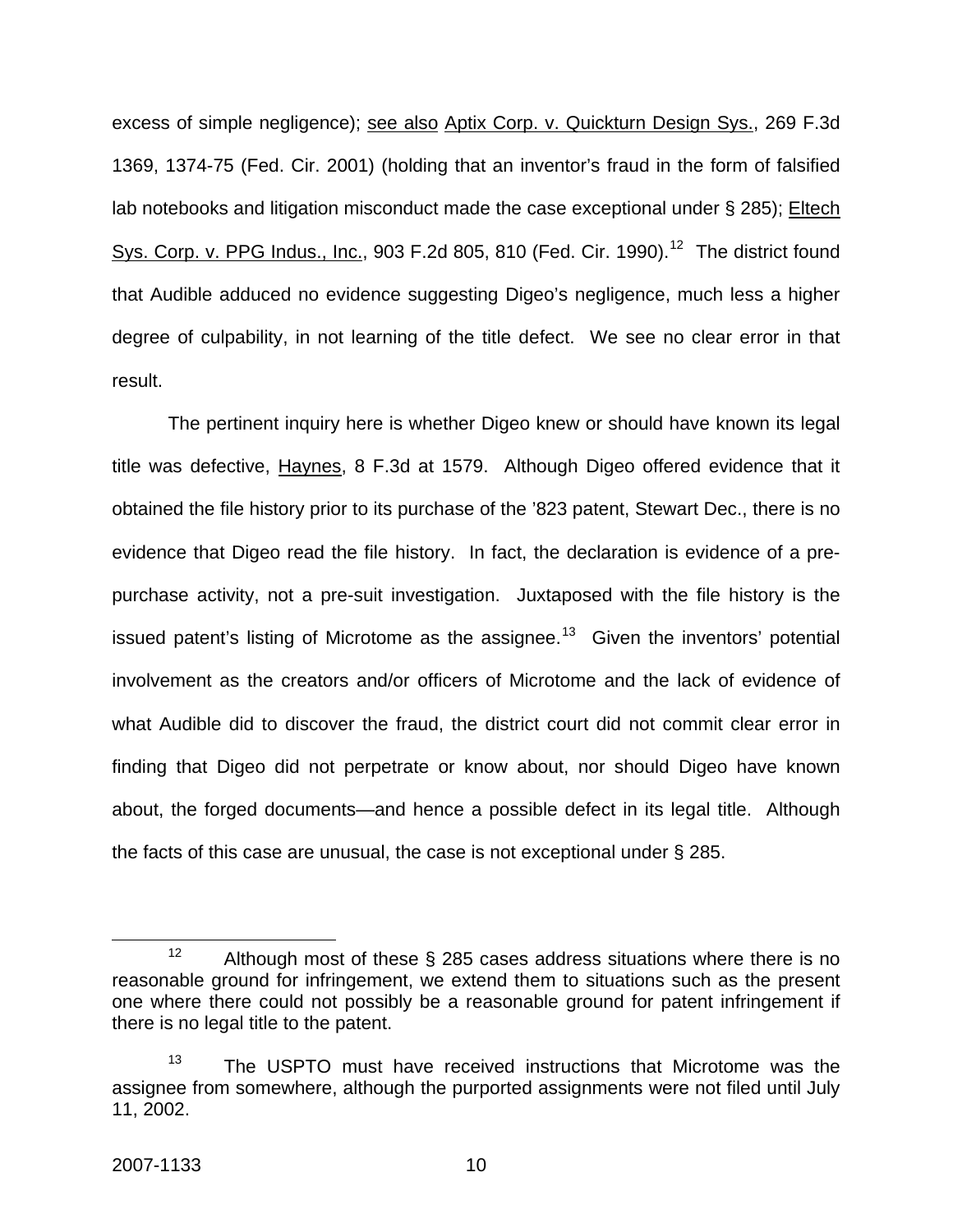excess of simple negligence); see also Aptix Corp. v. Quickturn Design Sys., 269 F.3d 1369, 1374-75 (Fed. Cir. 2001) (holding that an inventor's fraud in the form of falsified lab notebooks and litigation misconduct made the case exceptional under § 285); Eltech Sys. Corp. v. PPG Indus., Inc., 903 F.2d 805, 810 (Fed. Cir. 1990).[12] The district found that Audible adduced no evidence suggesting Digeo's negligence, much less a higher degree of culpability, in not learning of the title defect. We see no clear error in that result.

The pertinent inquiry here is whether Digeo knew or should have known its legal title was defective, Haynes, 8 F.3d at 1579. Although Digeo offered evidence that it obtained the file history prior to its purchase of the '823 patent, Stewart Dec., there is no evidence that Digeo read the file history. In fact, the declaration is evidence of a pre-purchase activity, not a pre-suit investigation. Juxtaposed with the file history is the issued patent's listing of Microtome as the assignee.[13] Given the inventors' potential involvement as the creators and/or officers of Microtome and the lack of evidence of what Audible did to discover the fraud, the district court did not commit clear error in finding that Digeo did not perpetrate or know about, nor should Digeo have known about, the forged documents—and hence a possible defect in its legal title. Although the facts of this case are unusual, the case is not exceptional under § 285.

---

[12] Although most of these § 285 cases address situations where there is no reasonable ground for infringement, we extend them to situations such as the present one where there could not possibly be a reasonable ground for patent infringement if there is no legal title to the patent.

[13] The USPTO must have received instructions that Microtome was the assignee from somewhere, although the purported assignments were not filed until July 11, 2002.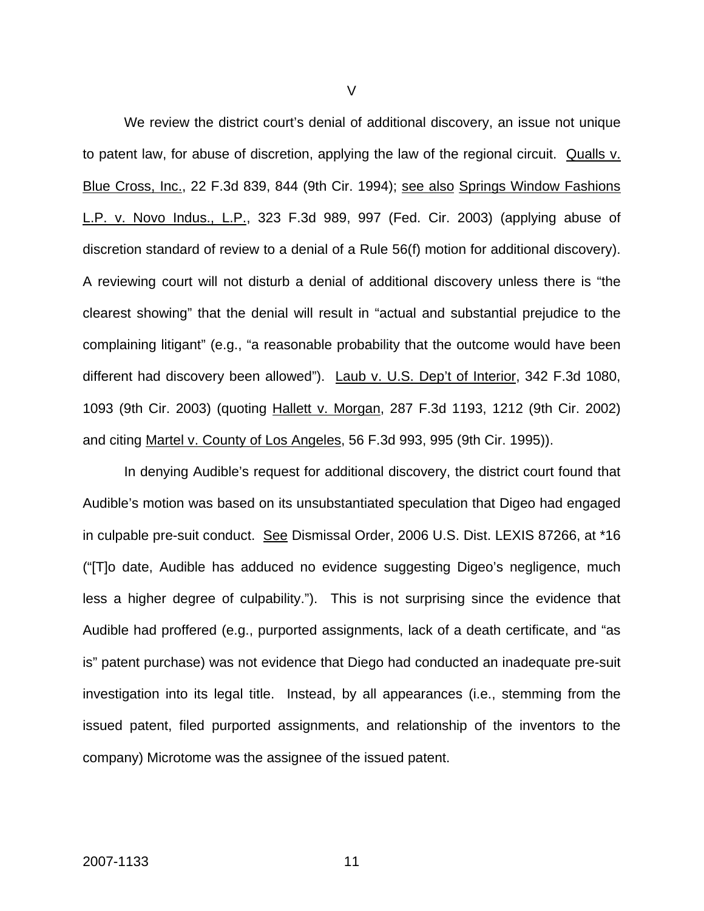V

We review the district court's denial of additional discovery, an issue not unique to patent law, for abuse of discretion, applying the law of the regional circuit. Qualls v. Blue Cross, Inc., 22 F.3d 839, 844 (9th Cir. 1994); see also Springs Window Fashions L.P. v. Novo Indus., L.P., 323 F.3d 989, 997 (Fed. Cir. 2003) (applying abuse of discretion standard of review to a denial of a Rule 56(f) motion for additional discovery). A reviewing court will not disturb a denial of additional discovery unless there is "the clearest showing" that the denial will result in "actual and substantial prejudice to the complaining litigant" (e.g., "a reasonable probability that the outcome would have been different had discovery been allowed"). Laub v. U.S. Dep't of Interior, 342 F.3d 1080, 1093 (9th Cir. 2003) (quoting Hallett v. Morgan, 287 F.3d 1193, 1212 (9th Cir. 2002) and citing Martel v. County of Los Angeles, 56 F.3d 993, 995 (9th Cir. 1995)).

In denying Audible's request for additional discovery, the district court found that Audible's motion was based on its unsubstantiated speculation that Digeo had engaged in culpable pre-suit conduct. See Dismissal Order, 2006 U.S. Dist. LEXIS 87266, at *16 ("[T]o date, Audible has adduced no evidence suggesting Digeo's negligence, much less a higher degree of culpability."). This is not surprising since the evidence that Audible had proffered (e.g., purported assignments, lack of a death certificate, and "as is" patent purchase) was not evidence that Diego had conducted an inadequate pre-suit investigation into its legal title. Instead, by all appearances (i.e., stemming from the issued patent, filed purported assignments, and relationship of the inventors to the company) Microtome was the assignee of the issued patent.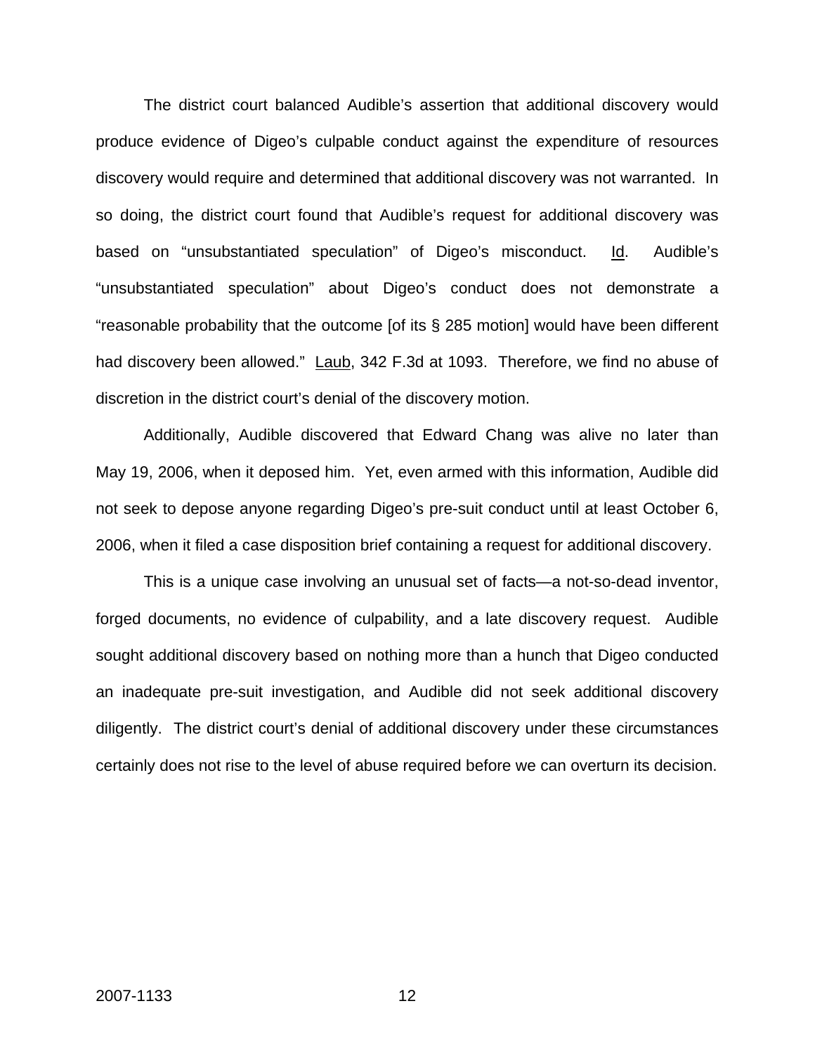The district court balanced Audible's assertion that additional discovery would produce evidence of Digeo's culpable conduct against the expenditure of resources discovery would require and determined that additional discovery was not warranted. In so doing, the district court found that Audible's request for additional discovery was based on "unsubstantiated speculation" of Digeo's misconduct. Id. Audible's "unsubstantiated speculation" about Digeo's conduct does not demonstrate a "reasonable probability that the outcome [of its § 285 motion] would have been different had discovery been allowed." Laub, 342 F.3d at 1093. Therefore, we find no abuse of discretion in the district court's denial of the discovery motion.

Additionally, Audible discovered that Edward Chang was alive no later than May 19, 2006, when it deposed him. Yet, even armed with this information, Audible did not seek to depose anyone regarding Digeo's pre-suit conduct until at least October 6, 2006, when it filed a case disposition brief containing a request for additional discovery.

This is a unique case involving an unusual set of facts—a not-so-dead inventor, forged documents, no evidence of culpability, and a late discovery request. Audible sought additional discovery based on nothing more than a hunch that Digeo conducted an inadequate pre-suit investigation, and Audible did not seek additional discovery diligently. The district court's denial of additional discovery under these circumstances certainly does not rise to the level of abuse required before we can overturn its decision.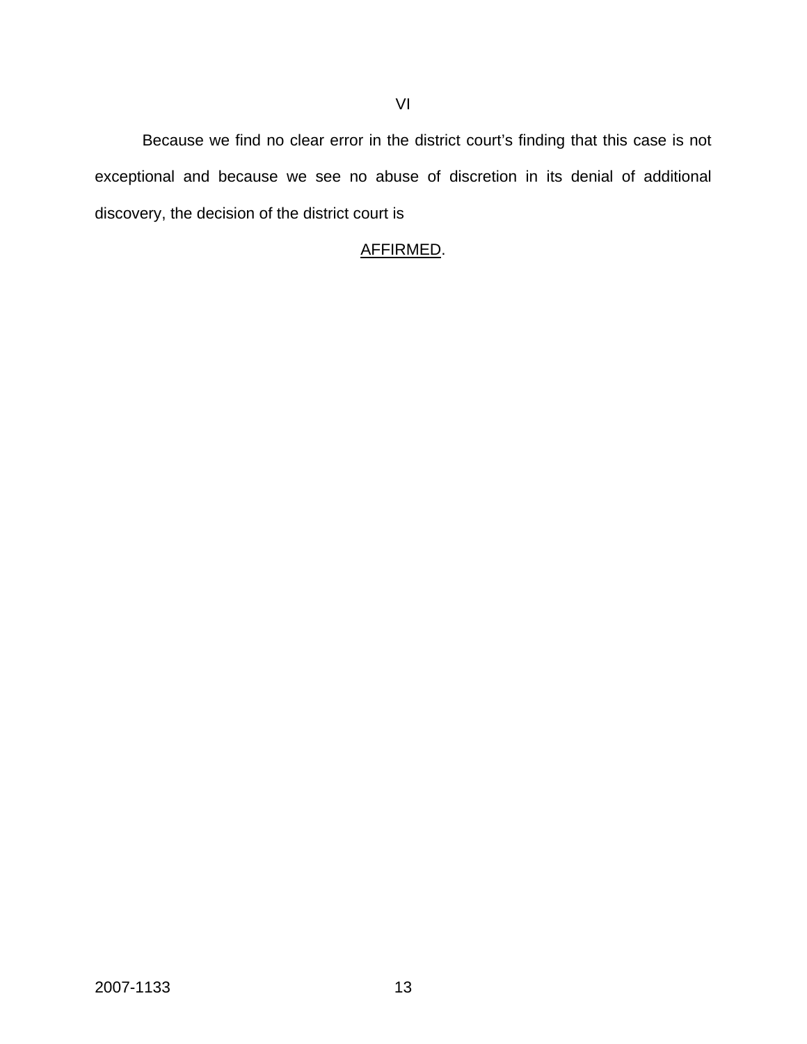## VI

Because we find no clear error in the district court's finding that this case is not exceptional and because we see no abuse of discretion in its denial of additional discovery, the decision of the district court is

AFFIRMED.